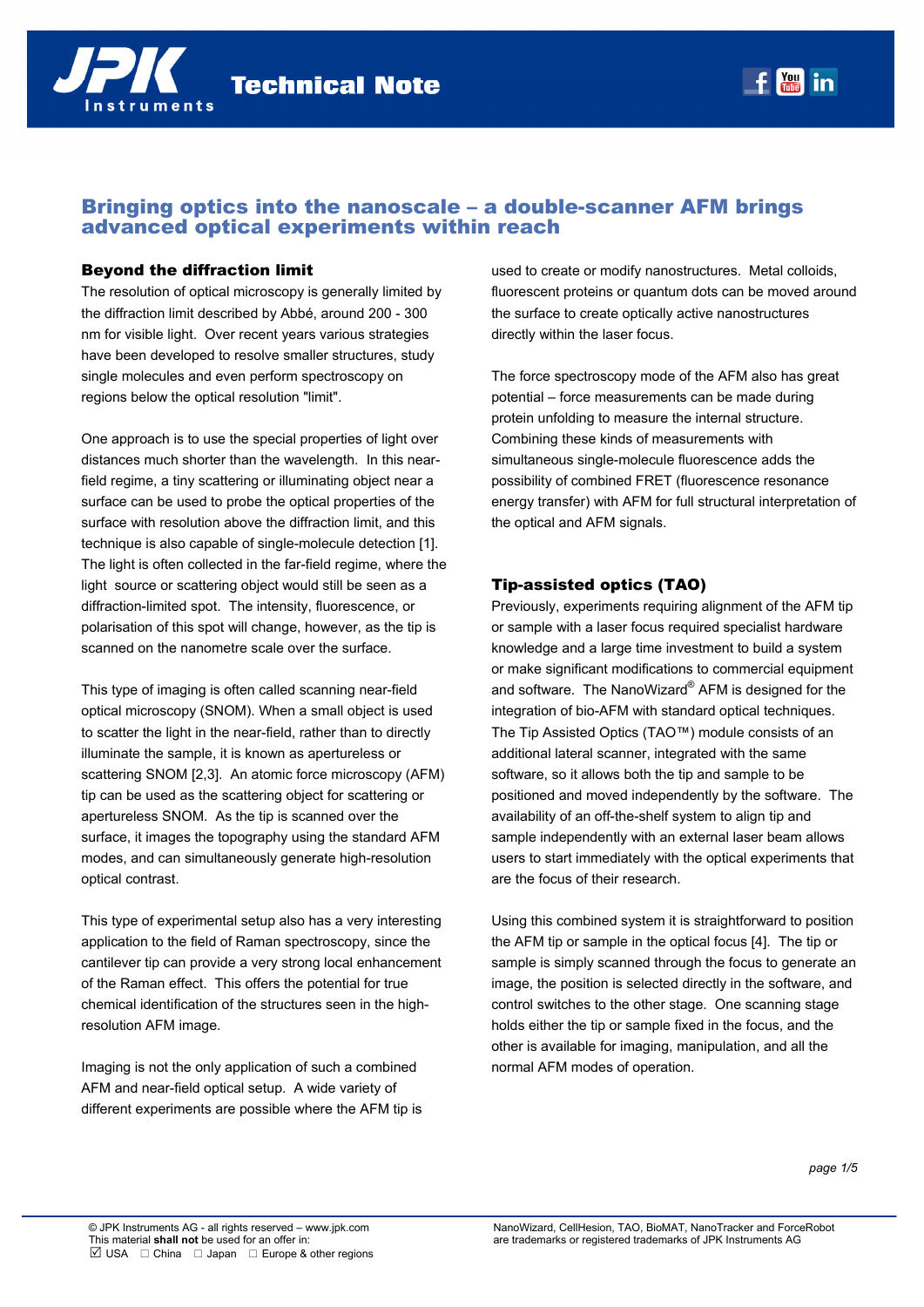# Bringing optics into the nanoscale – a double-scanner AFM brings advanced optical experiments within reach

## Beyond the diffraction limit

The resolution of optical microscopy is generally limited by the diffraction limit described by Abbé, around 200 - 300 nm for visible light. Over recent years various strategies have been developed to resolve smaller structures, study single molecules and even perform spectroscopy on regions below the optical resolution "limit".

One approach is to use the special properties of light over distances much shorter than the wavelength. In this near-field regime, a tiny scattering or illuminating object near a surface can be used to probe the optical properties of the surface with resolution above the diffraction limit, and this technique is also capable of single-molecule detection [1]. The light is often collected in the far-field regime, where the light source or scattering object would still be seen as a diffraction-limited spot. The intensity, fluorescence, or polarisation of this spot will change, however, as the tip is scanned on the nanometre scale over the surface.

This type of imaging is often called scanning near-field optical microscopy (SNOM). When a small object is used to scatter the light in the near-field, rather than to directly illuminate the sample, it is known as apertureless or scattering SNOM [2,3]. An atomic force microscopy (AFM) tip can be used as the scattering object for scattering or apertureless SNOM. As the tip is scanned over the surface, it images the topography using the standard AFM modes, and can simultaneously generate high-resolution optical contrast.

This type of experimental setup also has a very interesting application to the field of Raman spectroscopy, since the cantilever tip can provide a very strong local enhancement of the Raman effect. This offers the potential for true chemical identification of the structures seen in the high-resolution AFM image.

Imaging is not the only application of such a combined AFM and near-field optical setup. A wide variety of different experiments are possible where the AFM tip is used to create or modify nanostructures. Metal colloids, fluorescent proteins or quantum dots can be moved around the surface to create optically active nanostructures directly within the laser focus.

The force spectroscopy mode of the AFM also has great potential – force measurements can be made during protein unfolding to measure the internal structure. Combining these kinds of measurements with simultaneous single-molecule fluorescence adds the possibility of combined FRET (fluorescence resonance energy transfer) with AFM for full structural interpretation of the optical and AFM signals.

## Tip-assisted optics (TAO)

Previously, experiments requiring alignment of the AFM tip or sample with a laser focus required specialist hardware knowledge and a large time investment to build a system or make significant modifications to commercial equipment and software. The NanoWizard® AFM is designed for the integration of bio-AFM with standard optical techniques. The Tip Assisted Optics (TAO™) module consists of an additional lateral scanner, integrated with the same software, so it allows both the tip and sample to be positioned and moved independently by the software. The availability of an off-the-shelf system to align tip and sample independently with an external laser beam allows users to start immediately with the optical experiments that are the focus of their research.

Using this combined system it is straightforward to position the AFM tip or sample in the optical focus [4]. The tip or sample is simply scanned through the focus to generate an image, the position is selected directly in the software, and control switches to the other stage. One scanning stage holds either the tip or sample fixed in the focus, and the other is available for imaging, manipulation, and all the normal AFM modes of operation.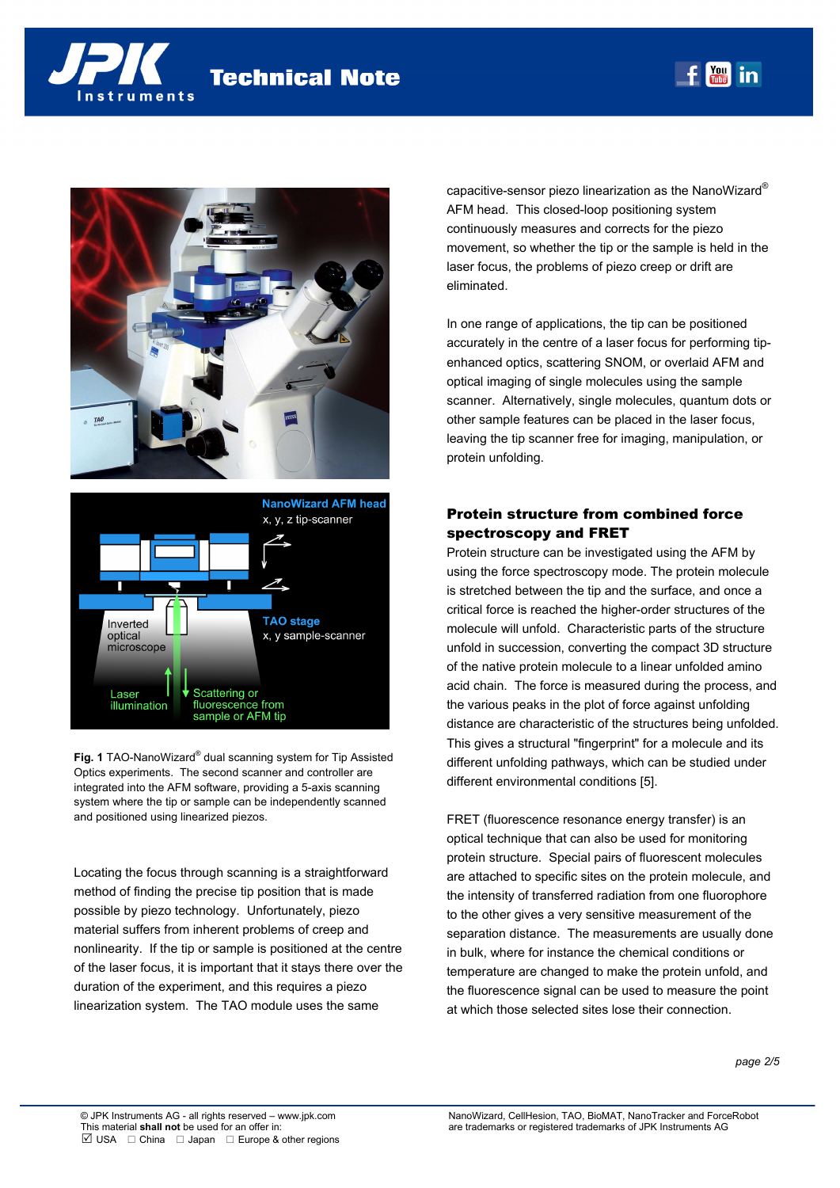**Fig. 1** TAO-NanoWizard® dual scanning system for Tip Assisted Optics experiments. The second scanner and controller are integrated into the AFM software, providing a 5-axis scanning system where the tip or sample can be independently scanned and positioned using linearized piezos.

Locating the focus through scanning is a straightforward method of finding the precise tip position that is made possible by piezo technology. Unfortunately, piezo material suffers from inherent problems of creep and nonlinearity. If the tip or sample is positioned at the centre of the laser focus, it is important that it stays there over the duration of the experiment, and this requires a piezo linearization system. The TAO module uses the same capacitive-sensor piezo linearization as the NanoWizard® AFM head. This closed-loop positioning system continuously measures and corrects for the piezo movement, so whether the tip or the sample is held in the laser focus, the problems of piezo creep or drift are eliminated.

In one range of applications, the tip can be positioned accurately in the centre of a laser focus for performing tip-enhanced optics, scattering SNOM, or overlaid AFM and optical imaging of single molecules using the sample scanner. Alternatively, single molecules, quantum dots or other sample features can be placed in the laser focus, leaving the tip scanner free for imaging, manipulation, or protein unfolding.

## Protein structure from combined force spectroscopy and FRET

Protein structure can be investigated using the AFM by using the force spectroscopy mode. The protein molecule is stretched between the tip and the surface, and once a critical force is reached the higher-order structures of the molecule will unfold. Characteristic parts of the structure unfold in succession, converting the compact 3D structure of the native protein molecule to a linear unfolded amino acid chain. The force is measured during the process, and the various peaks in the plot of force against unfolding distance are characteristic of the structures being unfolded. This gives a structural "fingerprint" for a molecule and its different unfolding pathways, which can be studied under different environmental conditions [5].

FRET (fluorescence resonance energy transfer) is an optical technique that can also be used for monitoring protein structure. Special pairs of fluorescent molecules are attached to specific sites on the protein molecule, and the intensity of transferred radiation from one fluorophore to the other gives a very sensitive measurement of the separation distance. The measurements are usually done in bulk, where for instance the chemical conditions or temperature are changed to make the protein unfold, and the fluorescence signal can be used to measure the point at which those selected sites lose their connection.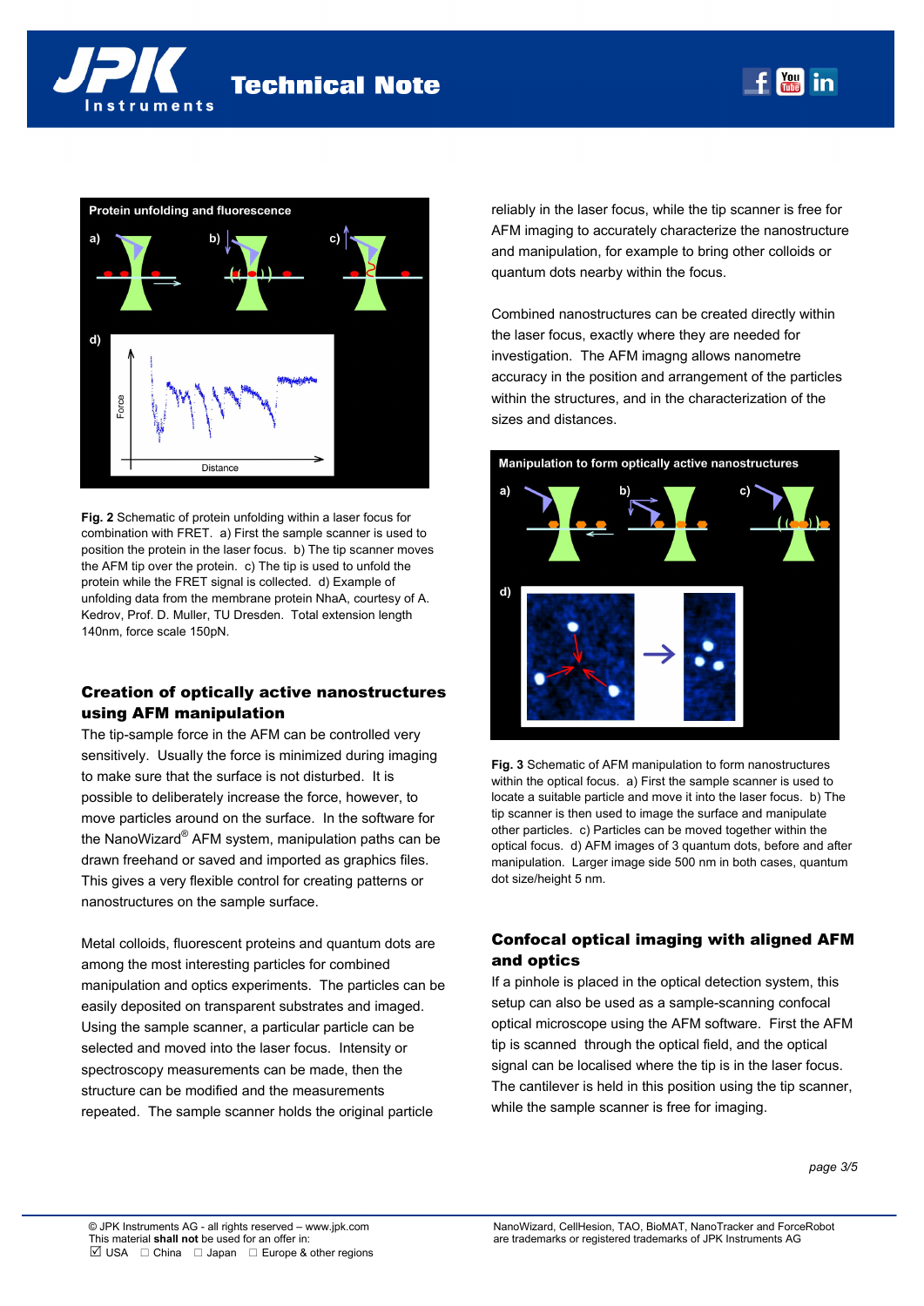Fig. 2 Schematic of protein unfolding within a laser focus for combination with FRET. a) First the sample scanner is used to position the protein in the laser focus. b) The tip scanner moves the AFM tip over the protein. c) The tip is used to unfold the protein while the FRET signal is collected. d) Example of unfolding data from the membrane protein NhaA, courtesy of A. Kedrov, Prof. D. Muller, TU Dresden. Total extension length 140nm, force scale 150pN.

## Creation of optically active nanostructures using AFM manipulation

The tip-sample force in the AFM can be controlled very sensitively. Usually the force is minimized during imaging to make sure that the surface is not disturbed. It is possible to deliberately increase the force, however, to move particles around on the surface. In the software for the NanoWizard® AFM system, manipulation paths can be drawn freehand or saved and imported as graphics files. This gives a very flexible control for creating patterns or nanostructures on the sample surface.

Metal colloids, fluorescent proteins and quantum dots are among the most interesting particles for combined manipulation and optics experiments. The particles can be easily deposited on transparent substrates and imaged. Using the sample scanner, a particular particle can be selected and moved into the laser focus. Intensity or spectroscopy measurements can be made, then the structure can be modified and the measurements repeated. The sample scanner holds the original particle reliably in the laser focus, while the tip scanner is free for AFM imaging to accurately characterize the nanostructure and manipulation, for example to bring other colloids or quantum dots nearby within the focus.

Combined nanostructures can be created directly within the laser focus, exactly where they are needed for investigation. The AFM imagng allows nanometre accuracy in the position and arrangement of the particles within the structures, and in the characterization of the sizes and distances.

Fig. 3 Schematic of AFM manipulation to form nanostructures within the optical focus. a) First the sample scanner is used to locate a suitable particle and move it into the laser focus. b) The tip scanner is then used to image the surface and manipulate other particles. c) Particles can be moved together within the optical focus. d) AFM images of 3 quantum dots, before and after manipulation. Larger image side 500 nm in both cases, quantum dot size/height 5 nm.

## Confocal optical imaging with aligned AFM and optics

If a pinhole is placed in the optical detection system, this setup can also be used as a sample-scanning confocal optical microscope using the AFM software. First the AFM tip is scanned through the optical field, and the optical signal can be localised where the tip is in the laser focus. The cantilever is held in this position using the tip scanner, while the sample scanner is free for imaging.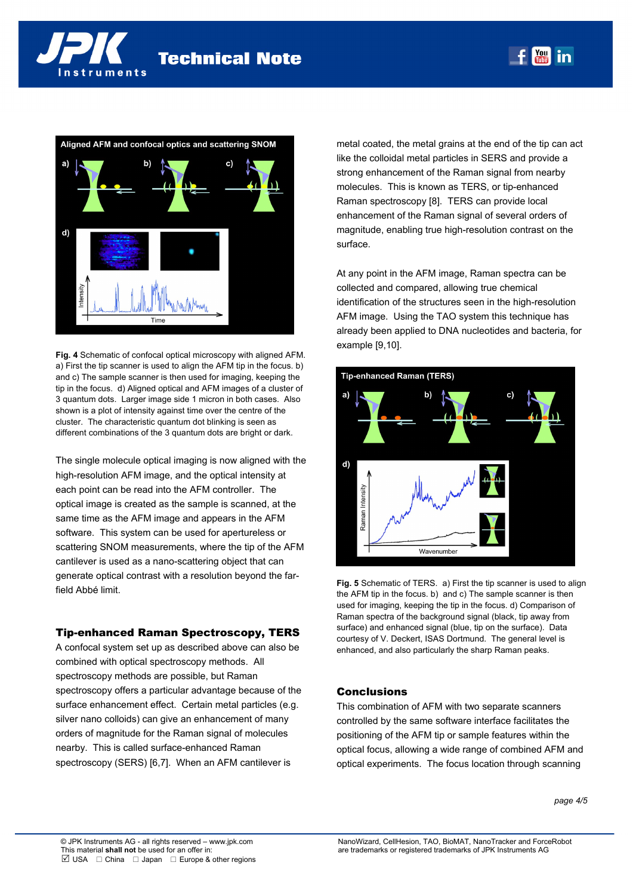Fig. 4 Schematic of confocal optical microscopy with aligned AFM. a) First the tip scanner is used to align the AFM tip in the focus. b) and c) The sample scanner is then used for imaging, keeping the tip in the focus. d) Aligned optical and AFM images of a cluster of 3 quantum dots. Larger image side 1 micron in both cases. Also shown is a plot of intensity against time over the centre of the cluster. The characteristic quantum dot blinking is seen as different combinations of the 3 quantum dots are bright or dark.

The single molecule optical imaging is now aligned with the high-resolution AFM image, and the optical intensity at each point can be read into the AFM controller. The optical image is created as the sample is scanned, at the same time as the AFM image and appears in the AFM software. This system can be used for apertureless or scattering SNOM measurements, where the tip of the AFM cantilever is used as a nano-scattering object that can generate optical contrast with a resolution beyond the far-field Abbé limit.

## Tip-enhanced Raman Spectroscopy, TERS

A confocal system set up as described above can also be combined with optical spectroscopy methods. All spectroscopy methods are possible, but Raman spectroscopy offers a particular advantage because of the surface enhancement effect. Certain metal particles (e.g. silver nano colloids) can give an enhancement of many orders of magnitude for the Raman signal of molecules nearby. This is called surface-enhanced Raman spectroscopy (SERS) [6,7]. When an AFM cantilever is metal coated, the metal grains at the end of the tip can act like the colloidal metal particles in SERS and provide a strong enhancement of the Raman signal from nearby molecules. This is known as TERS, or tip-enhanced Raman spectroscopy [8]. TERS can provide local enhancement of the Raman signal of several orders of magnitude, enabling true high-resolution contrast on the surface.

At any point in the AFM image, Raman spectra can be collected and compared, allowing true chemical identification of the structures seen in the high-resolution AFM image. Using the TAO system this technique has already been applied to DNA nucleotides and bacteria, for example [9,10].

Fig. 5 Schematic of TERS. a) First the tip scanner is used to align the AFM tip in the focus. b) and c) The sample scanner is then used for imaging, keeping the tip in the focus. d) Comparison of Raman spectra of the background signal (black, tip away from surface) and enhanced signal (blue, tip on the surface). Data courtesy of V. Deckert, ISAS Dortmund. The general level is enhanced, and also particularly the sharp Raman peaks.

## Conclusions

This combination of AFM with two separate scanners controlled by the same software interface facilitates the positioning of the AFM tip or sample features within the optical focus, allowing a wide range of combined AFM and optical experiments. The focus location through scanning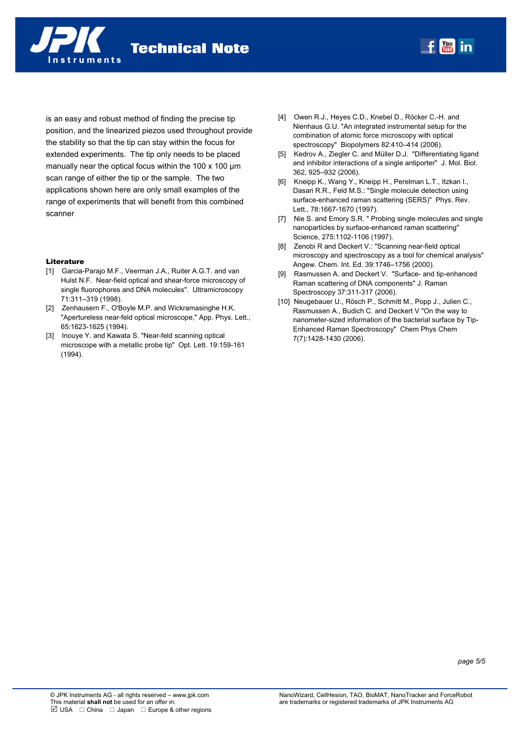is an easy and robust method of finding the precise tip position, and the linearized piezos used throughout provide the stability so that the tip can stay within the focus for extended experiments. The tip only needs to be placed manually near the optical focus within the 100 x 100 µm scan range of either the tip or the sample. The two applications shown here are only small examples of the range of experiments that will benefit from this combined scanner

**Literature**

[1] Garcia-Parajo M.F., Veerman J.A., Ruiter A.G.T. and van Hulst N.F. Near-field optical and shear-force microscopy of single fluorophores and DNA molecules". Ultramicroscopy 71:311–319 (1998).

[2] Zenhausern F., O'Boyle M.P. and Wickramasinghe H.K. "Apertureless near-feld optical microscope," App. Phys. Lett., 65:1623-1625 (1994).

[3] Inouye Y. and Kawata S. "Near-feld scanning optical microscope with a metallic probe tip" Opt. Lett. 19:159-161 (1994).

[4] Owen R.J., Heyes C.D., Knebel D., Röcker C.-H. and Nienhaus G.U. "An integrated instrumental setup for the combination of atomic force microscopy with optical spectroscopy" Biopolymers 82:410–414 (2006).

[5] Kedrov A., Ziegler C. and Müller D.J. "Differentiating ligand and inhibitor interactions of a single antiporter" J. Mol. Biol. 362, 925–932 (2006).

[6] Kneipp K., Wang Y., Kneipp H., Perelman L.T., Itzkan I., Dasari R.R., Feld M.S.: "Single molecule detection using surface-enhanced raman scattering (SERS)" Phys. Rev. Lett., 78:1667-1670 (1997).

[7] Nie S. and Emory S.R. " Probing single molecules and single nanoparticles by surface-enhanced raman scattering" Science, 275:1102-1106 (1997).

[8] Zenobi R and Deckert V.: "Scanning near-field optical microscopy and spectroscopy as a tool for chemical analysis" Angew. Chem. Int. Ed. 39:1746–1756 (2000).

[9] Rasmussen A. and Deckert V. "Surface- and tip-enhanced Raman scattering of DNA components" J. Raman Spectroscopy 37:311-317 (2006).

[10] Neugebauer U., Rösch P., Schmitt M., Popp J., Julien C., Rasmussen A., Budich C. and Deckert V "On the way to nanometer-sized information of the bacterial surface by Tip-Enhanced Raman Spectroscopy" Chem Phys Chem 7(7):1428-1430 (2006).